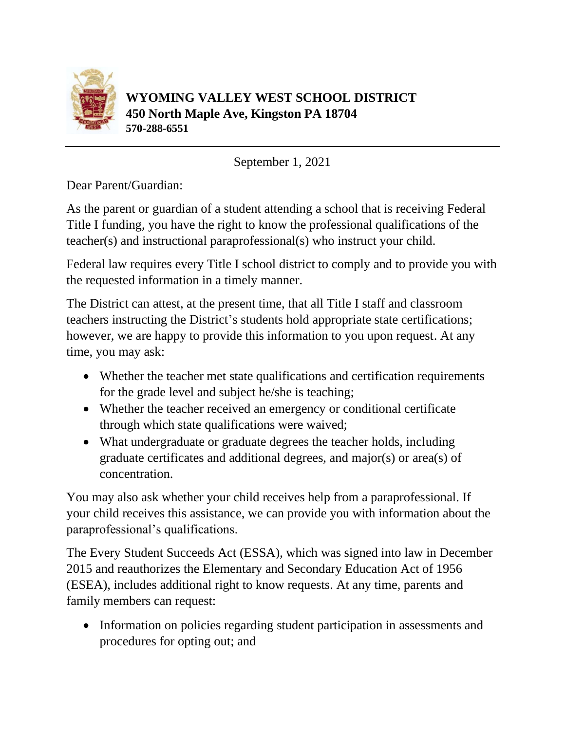**WYOMING VALLEY WEST SCHOOL DISTRICT**
**450 North Maple Ave, Kingston PA 18704**
**570-288-6551**

---

September 1, 2021

Dear Parent/Guardian:

As the parent or guardian of a student attending a school that is receiving Federal Title I funding, you have the right to know the professional qualifications of the teacher(s) and instructional paraprofessional(s) who instruct your child.

Federal law requires every Title I school district to comply and to provide you with the requested information in a timely manner.

The District can attest, at the present time, that all Title I staff and classroom teachers instructing the District's students hold appropriate state certifications; however, we are happy to provide this information to you upon request. At any time, you may ask:

- Whether the teacher met state qualifications and certification requirements for the grade level and subject he/she is teaching;
- Whether the teacher received an emergency or conditional certificate through which state qualifications were waived;
- What undergraduate or graduate degrees the teacher holds, including graduate certificates and additional degrees, and major(s) or area(s) of concentration.

You may also ask whether your child receives help from a paraprofessional. If your child receives this assistance, we can provide you with information about the paraprofessional's qualifications.

The Every Student Succeeds Act (ESSA), which was signed into law in December 2015 and reauthorizes the Elementary and Secondary Education Act of 1956 (ESEA), includes additional right to know requests. At any time, parents and family members can request:

- Information on policies regarding student participation in assessments and procedures for opting out; and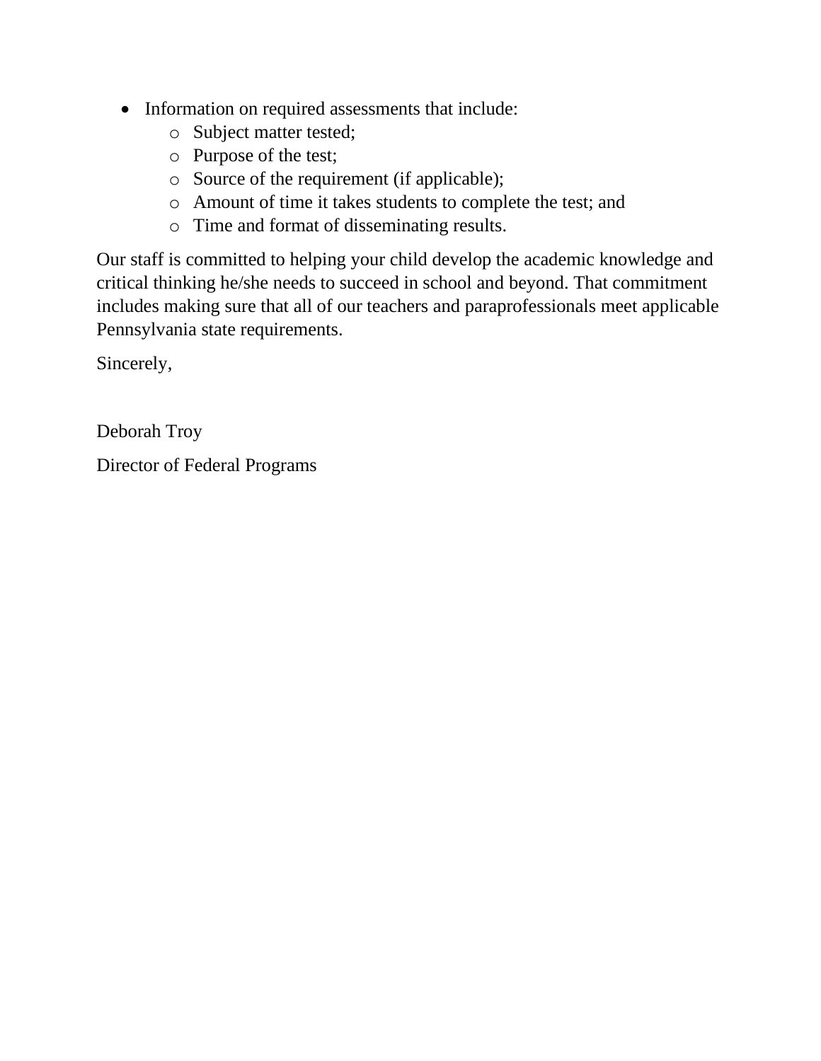- Information on required assessments that include:
  - Subject matter tested;
  - Purpose of the test;
  - Source of the requirement (if applicable);
  - Amount of time it takes students to complete the test; and
  - Time and format of disseminating results.

Our staff is committed to helping your child develop the academic knowledge and critical thinking he/she needs to succeed in school and beyond. That commitment includes making sure that all of our teachers and paraprofessionals meet applicable Pennsylvania state requirements.

Sincerely,

Deborah Troy

Director of Federal Programs